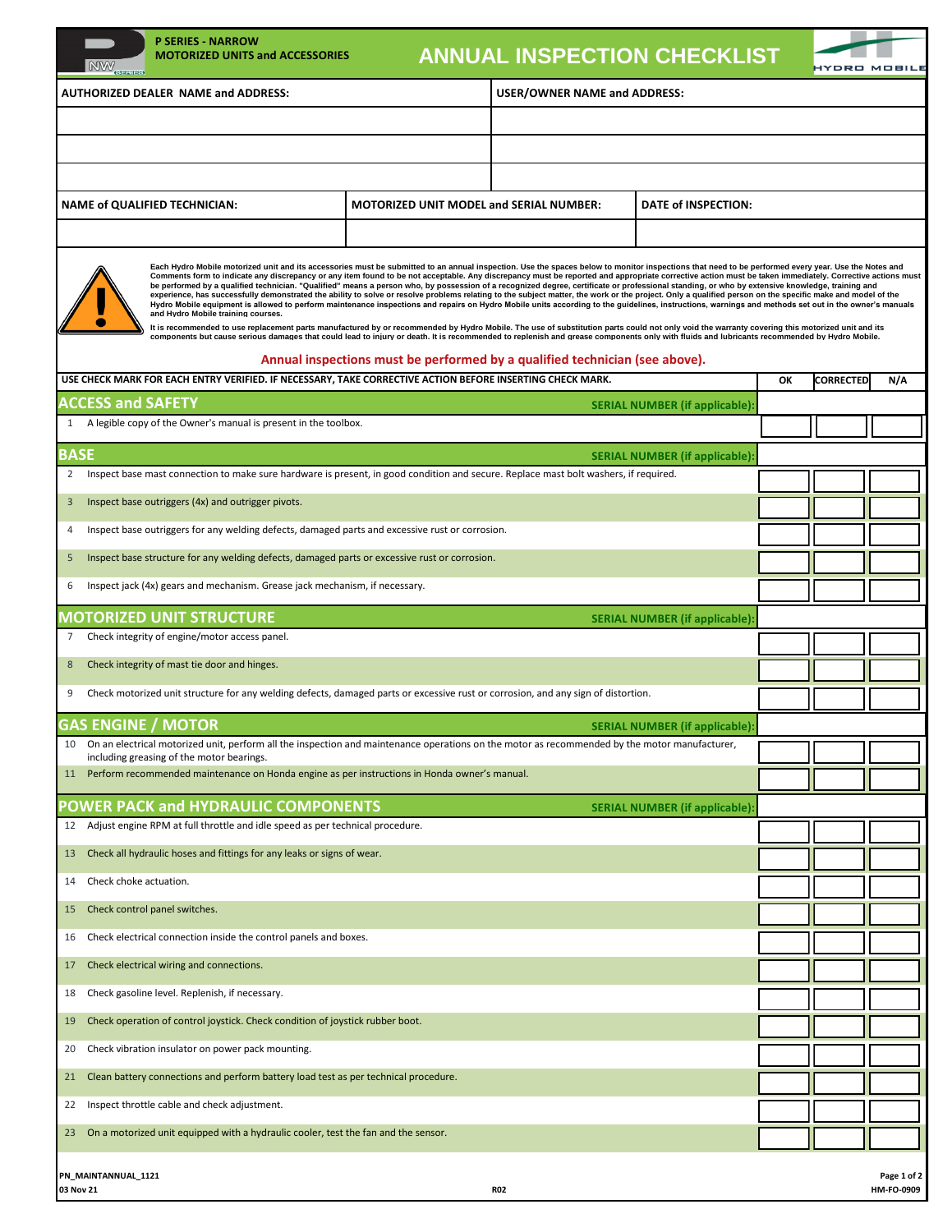**P SERIES - NARROW**
**MOTORIZED UNITS and ACCESSORIES**

# ANNUAL INSPECTION CHECKLIST

| AUTHORIZED DEALER NAME and ADDRESS: | USER/OWNER NAME and ADDRESS: |
|---|---|
| | |
| | |
| | |

| NAME of QUALIFIED TECHNICIAN: | MOTORIZED UNIT MODEL and SERIAL NUMBER: | DATE of INSPECTION: |
|---|---|---|
| | | |

**Each Hydro Mobile motorized unit and its accessories must be submitted to an annual inspection. Use the spaces below to monitor inspections that need to be performed every year. Use the Notes and Comments form to indicate any discrepancy or any item found to be not acceptable. Any discrepancy must be reported and appropriate corrective action must be taken immediately. Corrective actions must be performed by a qualified technician. "Qualified" means a person who, by possession of a recognized degree, certificate or professional standing, or who by extensive knowledge, training and experience, has successfully demonstrated the ability to solve or resolve problems relating to the subject matter, the work or the project. Only a qualified person on the specific make and model of the Hydro Mobile equipment is allowed to perform maintenance inspections and repairs on Hydro Mobile units according to the guidelines, instructions, warnings and methods set out in the owner's manuals and Hydro Mobile training courses.**

**It is recommended to use replacement parts manufactured by or recommended by Hydro Mobile. The use of substitution parts could not only void the warranty covering this motorized unit and its components but cause serious damages that could lead to injury or death. It is recommended to replenish and grease components only with fluids and lubricants recommended by Hydro Mobile.**

**Annual inspections must be performed by a qualified technician (see above).**

| | USE CHECK MARK FOR EACH ENTRY VERIFIED. IF NECESSARY, TAKE CORRECTIVE ACTION BEFORE INSERTING CHECK MARK. | OK | CORRECTED | N/A |
|---|---|---|---|---|
| | **ACCESS and SAFETY** — SERIAL NUMBER (if applicable): | | | |
| 1 | A legible copy of the Owner's manual is present in the toolbox. | | | |
| | **BASE** — SERIAL NUMBER (if applicable): | | | |
| 2 | Inspect base mast connection to make sure hardware is present, in good condition and secure. Replace mast bolt washers, if required. | | | |
| 3 | Inspect base outriggers (4x) and outrigger pivots. | | | |
| 4 | Inspect base outriggers for any welding defects, damaged parts and excessive rust or corrosion. | | | |
| 5 | Inspect base structure for any welding defects, damaged parts or excessive rust or corrosion. | | | |
| 6 | Inspect jack (4x) gears and mechanism. Grease jack mechanism, if necessary. | | | |
| | **MOTORIZED UNIT STRUCTURE** — SERIAL NUMBER (if applicable): | | | |
| 7 | Check integrity of engine/motor access panel. | | | |
| 8 | Check integrity of mast tie door and hinges. | | | |
| 9 | Check motorized unit structure for any welding defects, damaged parts or excessive rust or corrosion, and any sign of distortion. | | | |
| | **GAS ENGINE / MOTOR** — SERIAL NUMBER (if applicable): | | | |
| 10 | On an electrical motorized unit, perform all the inspection and maintenance operations on the motor as recommended by the motor manufacturer, including greasing of the motor bearings. | | | |
| 11 | Perform recommended maintenance on Honda engine as per instructions in Honda owner's manual. | | | |
| | **POWER PACK and HYDRAULIC COMPONENTS** — SERIAL NUMBER (if applicable): | | | |
| 12 | Adjust engine RPM at full throttle and idle speed as per technical procedure. | | | |
| 13 | Check all hydraulic hoses and fittings for any leaks or signs of wear. | | | |
| 14 | Check choke actuation. | | | |
| 15 | Check control panel switches. | | | |
| 16 | Check electrical connection inside the control panels and boxes. | | | |
| 17 | Check electrical wiring and connections. | | | |
| 18 | Check gasoline level. Replenish, if necessary. | | | |
| 19 | Check operation of control joystick. Check condition of joystick rubber boot. | | | |
| 20 | Check vibration insulator on power pack mounting. | | | |
| 21 | Clean battery connections and perform battery load test as per technical procedure. | | | |
| 22 | Inspect throttle cable and check adjustment. | | | |
| 23 | On a motorized unit equipped with a hydraulic cooler, test the fan and the sensor. | | | |

PN_MAINTANNUAL_1121
03 Nov 21 — R02 — HM-FO-0909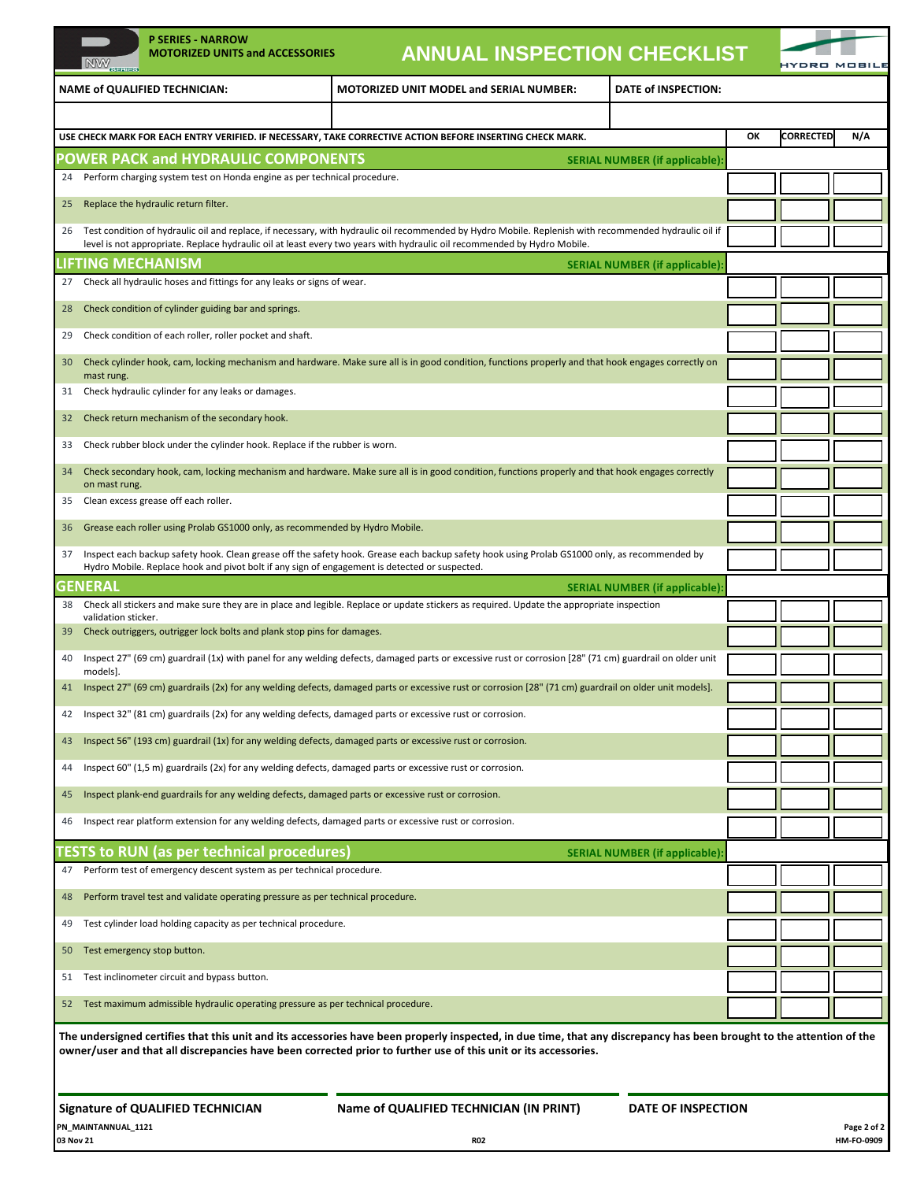**P SERIES - NARROW**
**MOTORIZED UNITS and ACCESSORIES**

# ANNUAL INSPECTION CHECKLIST

| NAME of QUALIFIED TECHNICIAN: | MOTORIZED UNIT MODEL and SERIAL NUMBER: | DATE of INSPECTION: |
|---|---|---|
| | | |

| USE CHECK MARK FOR EACH ENTRY VERIFIED. IF NECESSARY, TAKE CORRECTIVE ACTION BEFORE INSERTING CHECK MARK. | OK | CORRECTED | N/A |
|---|---|---|---|
| **POWER PACK and HYDRAULIC COMPONENTS** — SERIAL NUMBER (if applicable): | | | |
| 24 Perform charging system test on Honda engine as per technical procedure. | | | |
| 25 Replace the hydraulic return filter. | | | |
| 26 Test condition of hydraulic oil and replace, if necessary, with hydraulic oil recommended by Hydro Mobile. Replenish with recommended hydraulic oil if level is not appropriate. Replace hydraulic oil at least every two years with hydraulic oil recommended by Hydro Mobile. | | | |
| **LIFTING MECHANISM** — SERIAL NUMBER (if applicable): | | | |
| 27 Check all hydraulic hoses and fittings for any leaks or signs of wear. | | | |
| 28 Check condition of cylinder guiding bar and springs. | | | |
| 29 Check condition of each roller, roller pocket and shaft. | | | |
| 30 Check cylinder hook, cam, locking mechanism and hardware. Make sure all is in good condition, functions properly and that hook engages correctly on mast rung. | | | |
| 31 Check hydraulic cylinder for any leaks or damages. | | | |
| 32 Check return mechanism of the secondary hook. | | | |
| 33 Check rubber block under the cylinder hook. Replace if the rubber is worn. | | | |
| 34 Check secondary hook, cam, locking mechanism and hardware. Make sure all is in good condition, functions properly and that hook engages correctly on mast rung. | | | |
| 35 Clean excess grease off each roller. | | | |
| 36 Grease each roller using Prolab GS1000 only, as recommended by Hydro Mobile. | | | |
| 37 Inspect each backup safety hook. Clean grease off the safety hook. Grease each backup safety hook using Prolab GS1000 only, as recommended by Hydro Mobile. Replace hook and pivot bolt if any sign of engagement is detected or suspected. | | | |
| **GENERAL** — SERIAL NUMBER (if applicable): | | | |
| 38 Check all stickers and make sure they are in place and legible. Replace or update stickers as required. Update the appropriate inspection validation sticker. | | | |
| 39 Check outriggers, outrigger lock bolts and plank stop pins for damages. | | | |
| 40 Inspect 27" (69 cm) guardrail (1x) with panel for any welding defects, damaged parts or excessive rust or corrosion [28" (71 cm) guardrail on older unit models]. | | | |
| 41 Inspect 27" (69 cm) guardrails (2x) for any welding defects, damaged parts or excessive rust or corrosion [28" (71 cm) guardrail on older unit models]. | | | |
| 42 Inspect 32" (81 cm) guardrails (2x) for any welding defects, damaged parts or excessive rust or corrosion. | | | |
| 43 Inspect 56" (193 cm) guardrail (1x) for any welding defects, damaged parts or excessive rust or corrosion. | | | |
| 44 Inspect 60" (1,5 m) guardrails (2x) for any welding defects, damaged parts or excessive rust or corrosion. | | | |
| 45 Inspect plank-end guardrails for any welding defects, damaged parts or excessive rust or corrosion. | | | |
| 46 Inspect rear platform extension for any welding defects, damaged parts or excessive rust or corrosion. | | | |
| **TESTS to RUN (as per technical procedures)** — SERIAL NUMBER (if applicable): | | | |
| 47 Perform test of emergency descent system as per technical procedure. | | | |
| 48 Perform travel test and validate operating pressure as per technical procedure. | | | |
| 49 Test cylinder load holding capacity as per technical procedure. | | | |
| 50 Test emergency stop button. | | | |
| 51 Test inclinometer circuit and bypass button. | | | |
| 52 Test maximum admissible hydraulic operating pressure as per technical procedure. | | | |

**The undersigned certifies that this unit and its accessories have been properly inspected, in due time, that any discrepancy has been brought to the attention of the owner/user and that all discrepancies have been corrected prior to further use of this unit or its accessories.**

| Signature of QUALIFIED TECHNICIAN | Name of QUALIFIED TECHNICIAN (IN PRINT) | DATE OF INSPECTION |
|---|---|---|
| | | |

PN_MAINTANNUAL_1121
03 Nov 21 — R02 — HM-FO-0909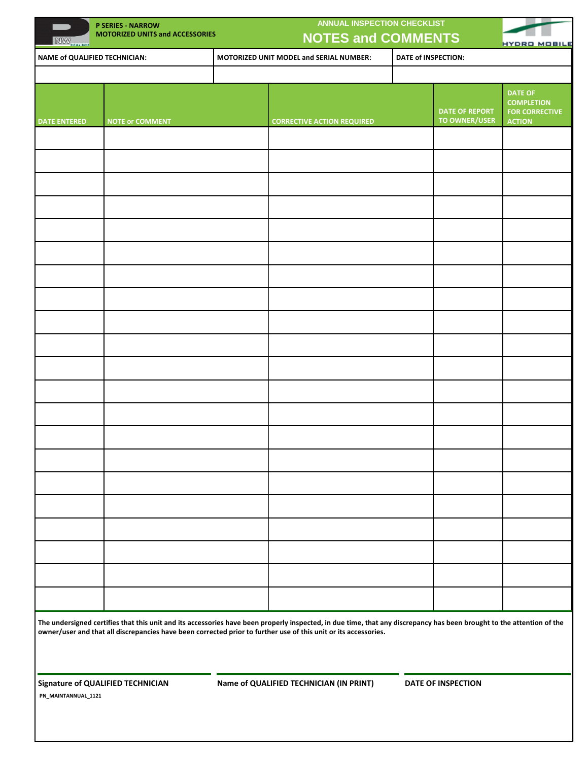P SERIES - NARROW
MOTORIZED UNITS and ACCESSORIES

ANNUAL INSPECTION CHECKLIST

# NOTES and COMMENTS

| NAME of QUALIFIED TECHNICIAN: | MOTORIZED UNIT MODEL and SERIAL NUMBER: | DATE of INSPECTION: |
|---|---|---|
| | | |

| DATE ENTERED | NOTE or COMMENT | CORRECTIVE ACTION REQUIRED | DATE OF REPORT TO OWNER/USER | DATE OF COMPLETION FOR CORRECTIVE ACTION |
|---|---|---|---|---|
| | | | | |
| | | | | |
| | | | | |
| | | | | |
| | | | | |
| | | | | |
| | | | | |
| | | | | |
| | | | | |
| | | | | |
| | | | | |
| | | | | |
| | | | | |
| | | | | |
| | | | | |
| | | | | |
| | | | | |
| | | | | |
| | | | | |
| | | | | |
| | | | | |

**The undersigned certifies that this unit and its accessories have been properly inspected, in due time, that any discrepancy has been brought to the attention of the owner/user and that all discrepancies have been corrected prior to further use of this unit or its accessories.**

| Signature of QUALIFIED TECHNICIAN | Name of QUALIFIED TECHNICIAN (IN PRINT) | DATE OF INSPECTION |
|---|---|---|

PN_MAINTANNUAL_1121